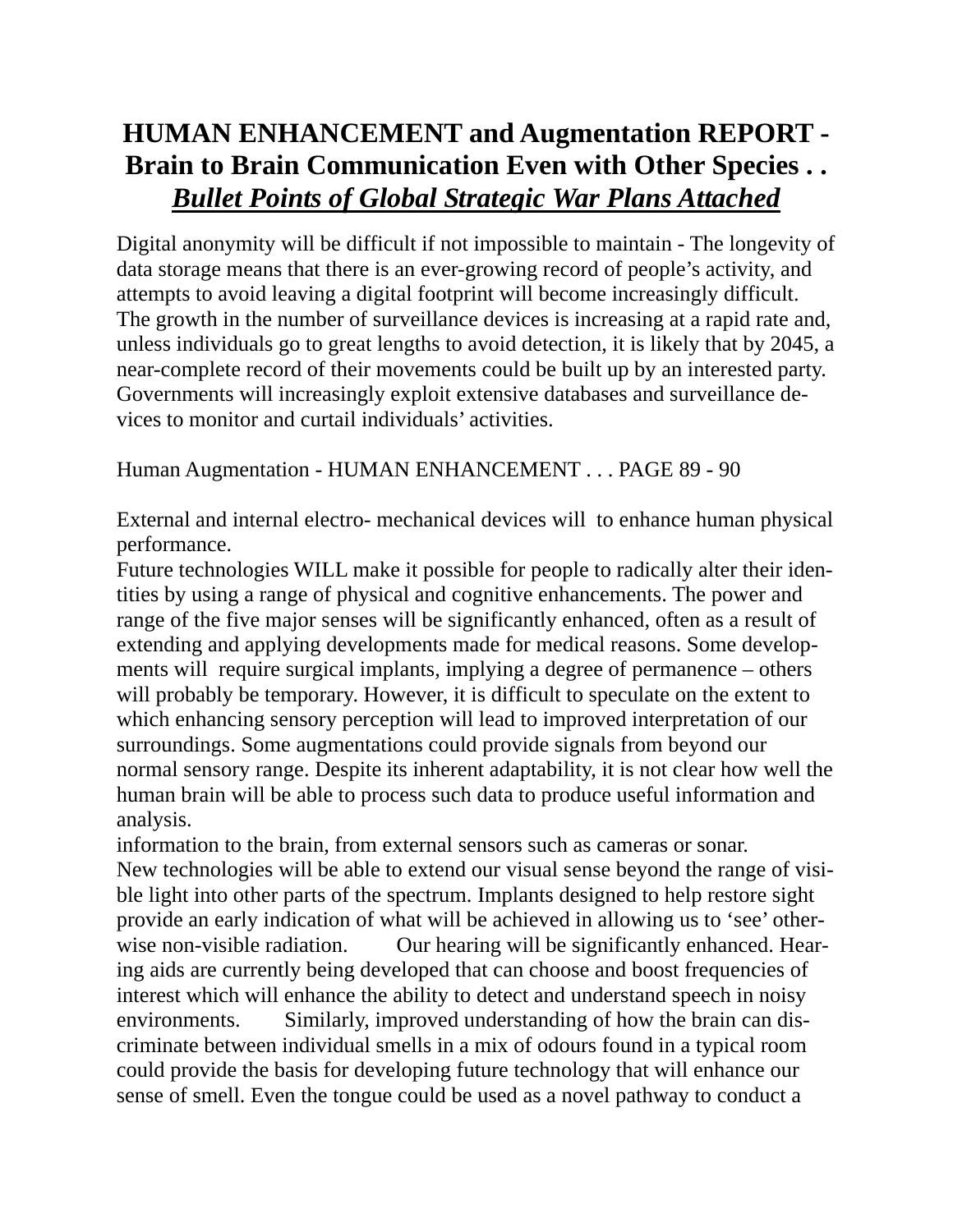# HUMAN ENHANCEMENT and Augmentation REPORT - Brain to Brain Communication Even with Other Species . . *Bullet Points of Global Strategic War Plans Attached*

Digital anonymity will be difficult if not impossible to maintain - The longevity of data storage means that there is an ever-growing record of people's activity, and attempts to avoid leaving a digital footprint will become increasingly difficult. The growth in the number of surveillance devices is increasing at a rapid rate and, unless individuals go to great lengths to avoid detection, it is likely that by 2045, a near-complete record of their movements could be built up by an interested party. Governments will increasingly exploit extensive databases and surveillance devices to monitor and curtail individuals' activities.

Human Augmentation - HUMAN ENHANCEMENT . . . PAGE 89 - 90

External and internal electro- mechanical devices will  to enhance human physical performance.
Future technologies WILL make it possible for people to radically alter their identities by using a range of physical and cognitive enhancements. The power and range of the five major senses will be significantly enhanced, often as a result of extending and applying developments made for medical reasons. Some developments will  require surgical implants, implying a degree of permanence – others will probably be temporary. However, it is difficult to speculate on the extent to which enhancing sensory perception will lead to improved interpretation of our surroundings. Some augmentations could provide signals from beyond our normal sensory range. Despite its inherent adaptability, it is not clear how well the human brain will be able to process such data to produce useful information and analysis.
information to the brain, from external sensors such as cameras or sonar.
New technologies will be able to extend our visual sense beyond the range of visible light into other parts of the spectrum. Implants designed to help restore sight provide an early indication of what will be achieved in allowing us to 'see' otherwise non-visible radiation.    Our hearing will be significantly enhanced. Hearing aids are currently being developed that can choose and boost frequencies of interest which will enhance the ability to detect and understand speech in noisy environments.    Similarly, improved understanding of how the brain can discriminate between individual smells in a mix of odours found in a typical room could provide the basis for developing future technology that will enhance our sense of smell. Even the tongue could be used as a novel pathway to conduct a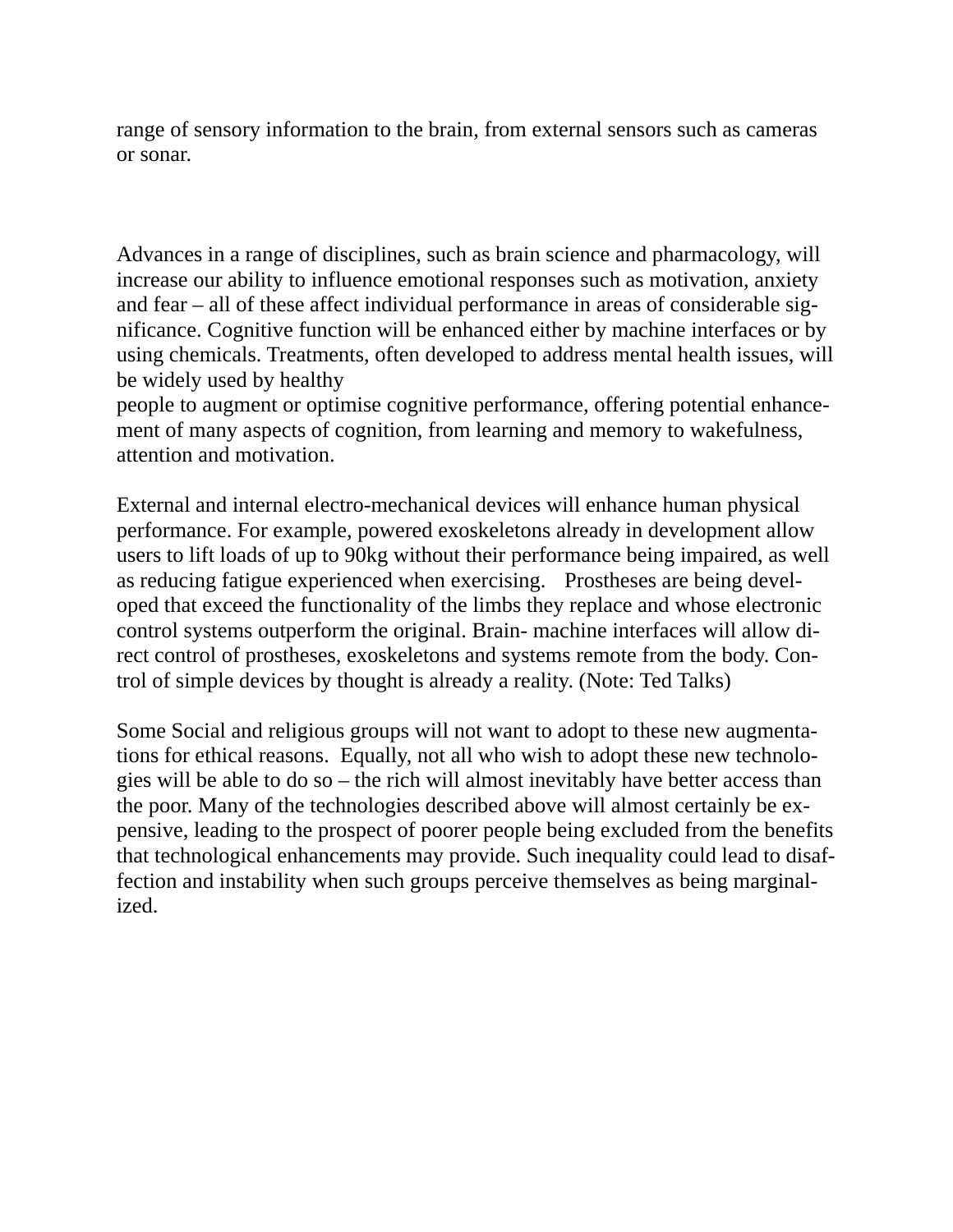range of sensory information to the brain, from external sensors such as cameras or sonar.

Advances in a range of disciplines, such as brain science and pharmacology, will increase our ability to influence emotional responses such as motivation, anxiety and fear – all of these affect individual performance in areas of considerable significance. Cognitive function will be enhanced either by machine interfaces or by using chemicals. Treatments, often developed to address mental health issues, will be widely used by healthy people to augment or optimise cognitive performance, offering potential enhancement of many aspects of cognition, from learning and memory to wakefulness, attention and motivation.

External and internal electro-mechanical devices will enhance human physical performance. For example, powered exoskeletons already in development allow users to lift loads of up to 90kg without their performance being impaired, as well as reducing fatigue experienced when exercising.   Prostheses are being developed that exceed the functionality of the limbs they replace and whose electronic control systems outperform the original. Brain- machine interfaces will allow direct control of prostheses, exoskeletons and systems remote from the body. Control of simple devices by thought is already a reality. (Note: Ted Talks)

Some Social and religious groups will not want to adopt to these new augmentations for ethical reasons.  Equally, not all who wish to adopt these new technologies will be able to do so – the rich will almost inevitably have better access than the poor. Many of the technologies described above will almost certainly be expensive, leading to the prospect of poorer people being excluded from the benefits that technological enhancements may provide. Such inequality could lead to disaffection and instability when such groups perceive themselves as being marginalized.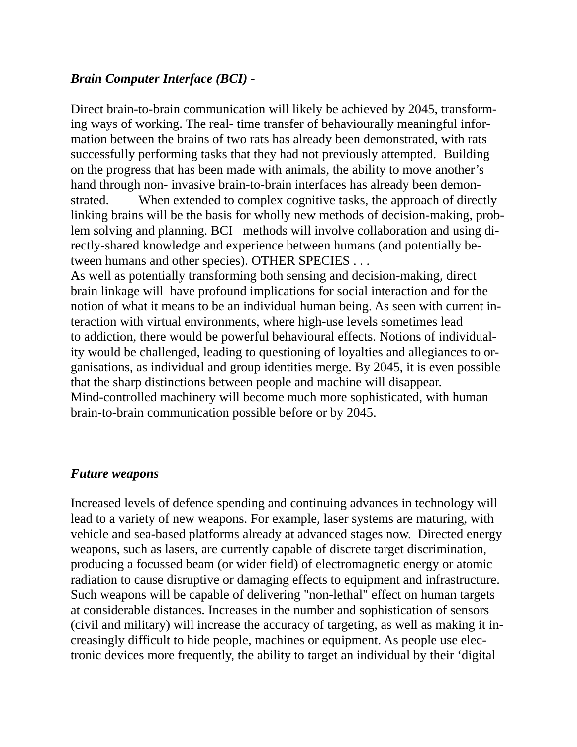***Brain Computer Interface (BCI) -***

Direct brain-to-brain communication will likely be achieved by 2045, transforming ways of working. The real- time transfer of behaviourally meaningful information between the brains of two rats has already been demonstrated, with rats successfully performing tasks that they had not previously attempted. Building on the progress that has been made with animals, the ability to move another's hand through non- invasive brain-to-brain interfaces has already been demonstrated. When extended to complex cognitive tasks, the approach of directly linking brains will be the basis for wholly new methods of decision-making, problem solving and planning. BCI methods will involve collaboration and using directly-shared knowledge and experience between humans (and potentially between humans and other species). OTHER SPECIES . . .
As well as potentially transforming both sensing and decision-making, direct brain linkage will have profound implications for social interaction and for the notion of what it means to be an individual human being. As seen with current interaction with virtual environments, where high-use levels sometimes lead to addiction, there would be powerful behavioural effects. Notions of individuality would be challenged, leading to questioning of loyalties and allegiances to organisations, as individual and group identities merge. By 2045, it is even possible that the sharp distinctions between people and machine will disappear.
Mind-controlled machinery will become much more sophisticated, with human brain-to-brain communication possible before or by 2045.

***Future weapons***

Increased levels of defence spending and continuing advances in technology will lead to a variety of new weapons. For example, laser systems are maturing, with vehicle and sea-based platforms already at advanced stages now. Directed energy weapons, such as lasers, are currently capable of discrete target discrimination, producing a focussed beam (or wider field) of electromagnetic energy or atomic radiation to cause disruptive or damaging effects to equipment and infrastructure. Such weapons will be capable of delivering "non-lethal" effect on human targets at considerable distances. Increases in the number and sophistication of sensors (civil and military) will increase the accuracy of targeting, as well as making it increasingly difficult to hide people, machines or equipment. As people use electronic devices more frequently, the ability to target an individual by their 'digital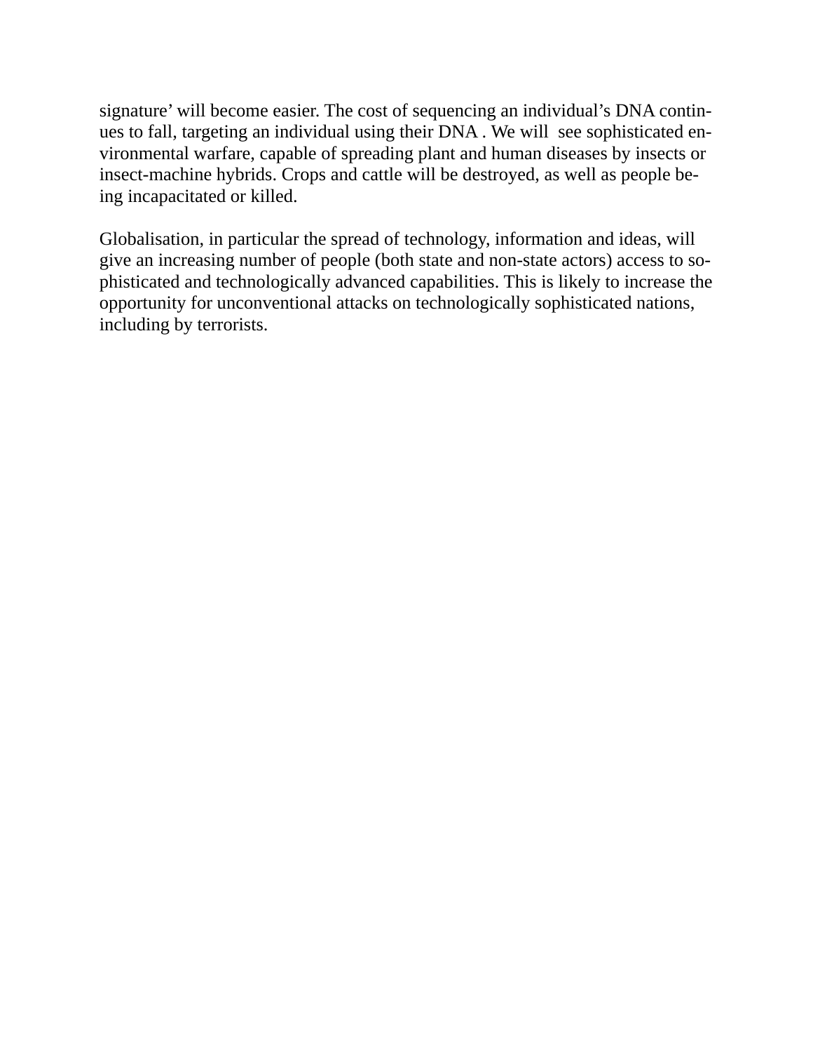signature' will become easier. The cost of sequencing an individual's DNA continues to fall, targeting an individual using their DNA . We will see sophisticated environmental warfare, capable of spreading plant and human diseases by insects or insect-machine hybrids. Crops and cattle will be destroyed, as well as people being incapacitated or killed.

Globalisation, in particular the spread of technology, information and ideas, will give an increasing number of people (both state and non-state actors) access to sophisticated and technologically advanced capabilities. This is likely to increase the opportunity for unconventional attacks on technologically sophisticated nations, including by terrorists.